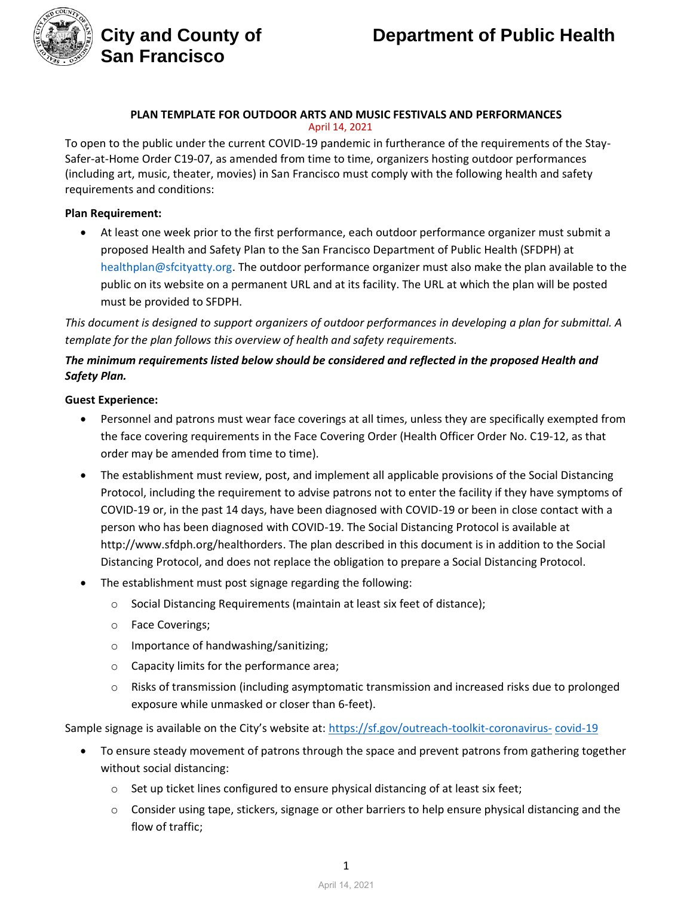# City and County of San Francisco

# Department of Public Health

## PLAN TEMPLATE FOR OUTDOOR ARTS AND MUSIC FESTIVALS AND PERFORMANCES

April 14, 2021

To open to the public under the current COVID-19 pandemic in furtherance of the requirements of the Stay-Safer-at-Home Order C19-07, as amended from time to time, organizers hosting outdoor performances (including art, music, theater, movies) in San Francisco must comply with the following health and safety requirements and conditions:

**Plan Requirement:**

- At least one week prior to the first performance, each outdoor performance organizer must submit a proposed Health and Safety Plan to the San Francisco Department of Public Health (SFDPH) at healthplan@sfcityatty.org. The outdoor performance organizer must also make the plan available to the public on its website on a permanent URL and at its facility. The URL at which the plan will be posted must be provided to SFDPH.

*This document is designed to support organizers of outdoor performances in developing a plan for submittal. A template for the plan follows this overview of health and safety requirements.*

***The minimum requirements listed below should be considered and reflected in the proposed Health and Safety Plan.***

**Guest Experience:**

- Personnel and patrons must wear face coverings at all times, unless they are specifically exempted from the face covering requirements in the Face Covering Order (Health Officer Order No. C19-12, as that order may be amended from time to time).
- The establishment must review, post, and implement all applicable provisions of the Social Distancing Protocol, including the requirement to advise patrons not to enter the facility if they have symptoms of COVID-19 or, in the past 14 days, have been diagnosed with COVID-19 or been in close contact with a person who has been diagnosed with COVID-19. The Social Distancing Protocol is available at http://www.sfdph.org/healthorders. The plan described in this document is in addition to the Social Distancing Protocol, and does not replace the obligation to prepare a Social Distancing Protocol.
- The establishment must post signage regarding the following:
  - Social Distancing Requirements (maintain at least six feet of distance);
  - Face Coverings;
  - Importance of handwashing/sanitizing;
  - Capacity limits for the performance area;
  - Risks of transmission (including asymptomatic transmission and increased risks due to prolonged exposure while unmasked or closer than 6-feet).

Sample signage is available on the City's website at: [https://sf.gov/outreach-toolkit-coronavirus-covid-19](https://sf.gov/outreach-toolkit-coronavirus-covid-19)

- To ensure steady movement of patrons through the space and prevent patrons from gathering together without social distancing:
  - Set up ticket lines configured to ensure physical distancing of at least six feet;
  - Consider using tape, stickers, signage or other barriers to help ensure physical distancing and the flow of traffic;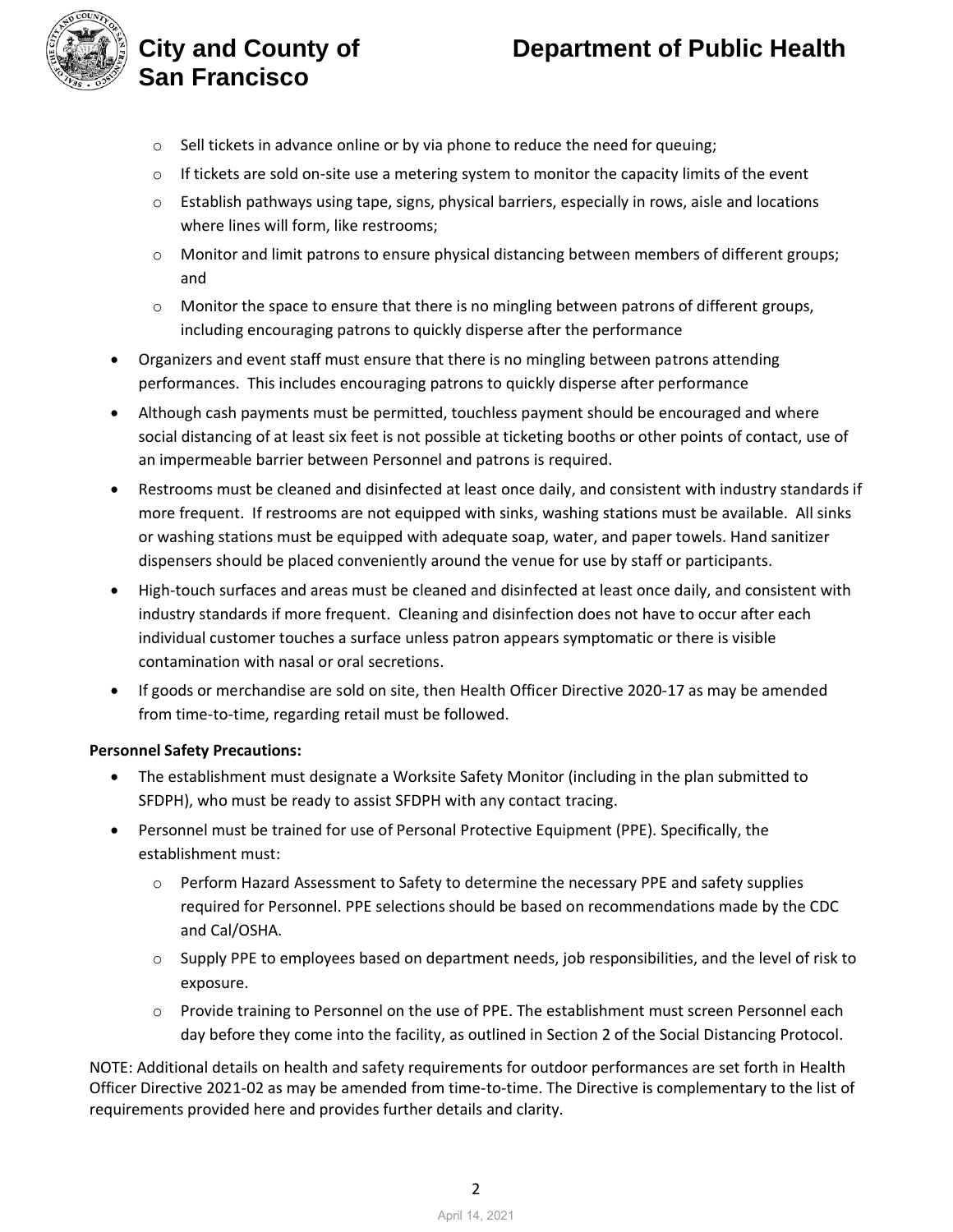- Sell tickets in advance online or by via phone to reduce the need for queuing;
  - If tickets are sold on-site use a metering system to monitor the capacity limits of the event
  - Establish pathways using tape, signs, physical barriers, especially in rows, aisle and locations where lines will form, like restrooms;
  - Monitor and limit patrons to ensure physical distancing between members of different groups; and
  - Monitor the space to ensure that there is no mingling between patrons of different groups, including encouraging patrons to quickly disperse after the performance
- Organizers and event staff must ensure that there is no mingling between patrons attending performances. This includes encouraging patrons to quickly disperse after performance
- Although cash payments must be permitted, touchless payment should be encouraged and where social distancing of at least six feet is not possible at ticketing booths or other points of contact, use of an impermeable barrier between Personnel and patrons is required.
- Restrooms must be cleaned and disinfected at least once daily, and consistent with industry standards if more frequent. If restrooms are not equipped with sinks, washing stations must be available. All sinks or washing stations must be equipped with adequate soap, water, and paper towels. Hand sanitizer dispensers should be placed conveniently around the venue for use by staff or participants.
- High-touch surfaces and areas must be cleaned and disinfected at least once daily, and consistent with industry standards if more frequent. Cleaning and disinfection does not have to occur after each individual customer touches a surface unless patron appears symptomatic or there is visible contamination with nasal or oral secretions.
- If goods or merchandise are sold on site, then Health Officer Directive 2020-17 as may be amended from time-to-time, regarding retail must be followed.

**Personnel Safety Precautions:**

- The establishment must designate a Worksite Safety Monitor (including in the plan submitted to SFDPH), who must be ready to assist SFDPH with any contact tracing.
- Personnel must be trained for use of Personal Protective Equipment (PPE). Specifically, the establishment must:
  - Perform Hazard Assessment to Safety to determine the necessary PPE and safety supplies required for Personnel. PPE selections should be based on recommendations made by the CDC and Cal/OSHA.
  - Supply PPE to employees based on department needs, job responsibilities, and the level of risk to exposure.
  - Provide training to Personnel on the use of PPE. The establishment must screen Personnel each day before they come into the facility, as outlined in Section 2 of the Social Distancing Protocol.

NOTE: Additional details on health and safety requirements for outdoor performances are set forth in Health Officer Directive 2021-02 as may be amended from time-to-time. The Directive is complementary to the list of requirements provided here and provides further details and clarity.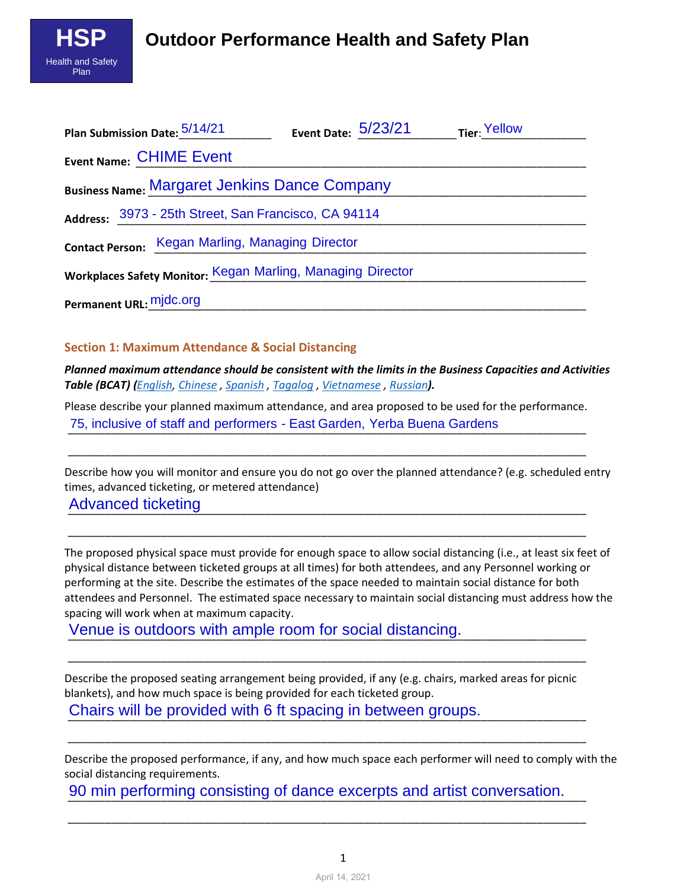**HSP**
Health and Safety Plan

# Outdoor Performance Health and Safety Plan

**Plan Submission Date:** 5/14/21 **Event Date:** 5/23/21 **Tier:** Yellow

**Event Name:** CHIME Event

**Business Name:** Margaret Jenkins Dance Company

**Address:** 3973 - 25th Street, San Francisco, CA 94114

**Contact Person:** Kegan Marling, Managing Director

**Workplaces Safety Monitor:** Kegan Marling, Managing Director

**Permanent URL:** mjdc.org

## Section 1: Maximum Attendance & Social Distancing

***Planned maximum attendance should be consistent with the limits in the Business Capacities and Activities Table (BCAT) (English, Chinese , Spanish , Tagalog , Vietnamese , Russian).***

Please describe your planned maximum attendance, and area proposed to be used for the performance.

75, inclusive of staff and performers - East Garden, Yerba Buena Gardens

Describe how you will monitor and ensure you do not go over the planned attendance? (e.g. scheduled entry times, advanced ticketing, or metered attendance)

Advanced ticketing

The proposed physical space must provide for enough space to allow social distancing (i.e., at least six feet of physical distance between ticketed groups at all times) for both attendees, and any Personnel working or performing at the site. Describe the estimates of the space needed to maintain social distance for both attendees and Personnel. The estimated space necessary to maintain social distancing must address how the spacing will work when at maximum capacity.

Venue is outdoors with ample room for social distancing.

Describe the proposed seating arrangement being provided, if any (e.g. chairs, marked areas for picnic blankets), and how much space is being provided for each ticketed group.

Chairs will be provided with 6 ft spacing in between groups.

Describe the proposed performance, if any, and how much space each performer will need to comply with the social distancing requirements.

90 min performing consisting of dance excerpts and artist conversation.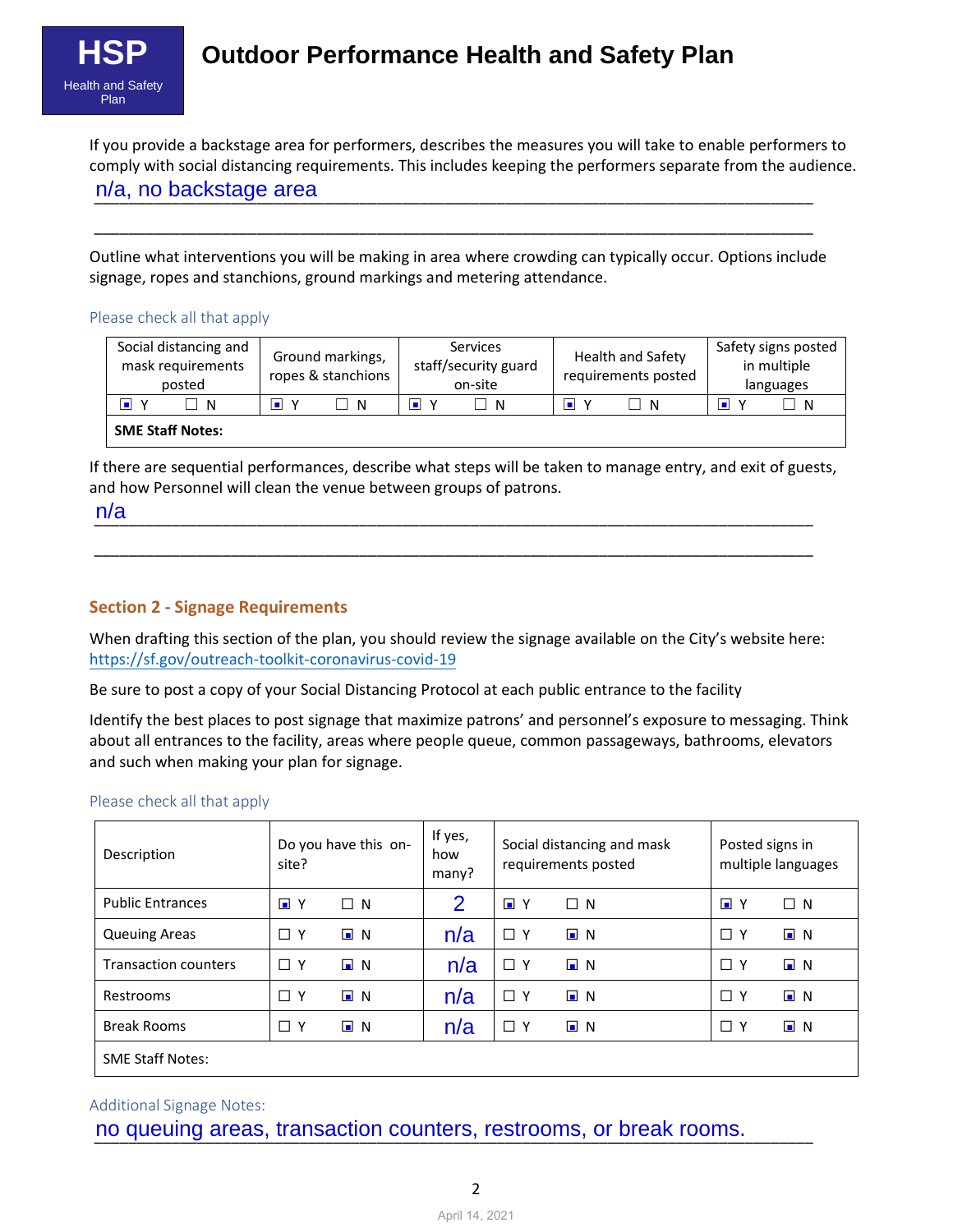# Outdoor Performance Health and Safety Plan

If you provide a backstage area for performers, describes the measures you will take to enable performers to comply with social distancing requirements. This includes keeping the performers separate from the audience.

n/a, no backstage area

Outline what interventions you will be making in area where crowding can typically occur. Options include signage, ropes and stanchions, ground markings and metering attendance.

Please check all that apply

| Social distancing and mask requirements posted | Ground markings, ropes & stanchions | Services staff/security guard on-site | Health and Safety requirements posted | Safety signs posted in multiple languages |
|---|---|---|---|---|
| ☒ Y ☐ N | ☒ Y ☐ N | ☒ Y ☐ N | ☒ Y ☐ N | ☒ Y ☐ N |
| **SME Staff Notes:** | | | | |

If there are sequential performances, describe what steps will be taken to manage entry, and exit of guests, and how Personnel will clean the venue between groups of patrons.

n/a

## Section 2 - Signage Requirements

When drafting this section of the plan, you should review the signage available on the City's website here: https://sf.gov/outreach-toolkit-coronavirus-covid-19

Be sure to post a copy of your Social Distancing Protocol at each public entrance to the facility

Identify the best places to post signage that maximize patrons' and personnel's exposure to messaging. Think about all entrances to the facility, areas where people queue, common passageways, bathrooms, elevators and such when making your plan for signage.

Please check all that apply

| Description | Do you have this on-site? | If yes, how many? | Social distancing and mask requirements posted | Posted signs in multiple languages |
|---|---|---|---|---|
| Public Entrances | ☒ Y ☐ N | 2 | ☒ Y ☐ N | ☒ Y ☐ N |
| Queuing Areas | ☐ Y ☒ N | n/a | ☐ Y ☒ N | ☐ Y ☒ N |
| Transaction counters | ☐ Y ☒ N | n/a | ☐ Y ☒ N | ☐ Y ☒ N |
| Restrooms | ☐ Y ☒ N | n/a | ☐ Y ☒ N | ☐ Y ☒ N |
| Break Rooms | ☐ Y ☒ N | n/a | ☐ Y ☒ N | ☐ Y ☒ N |
| SME Staff Notes: | | | | |

Additional Signage Notes:

no queuing areas, transaction counters, restrooms, or break rooms.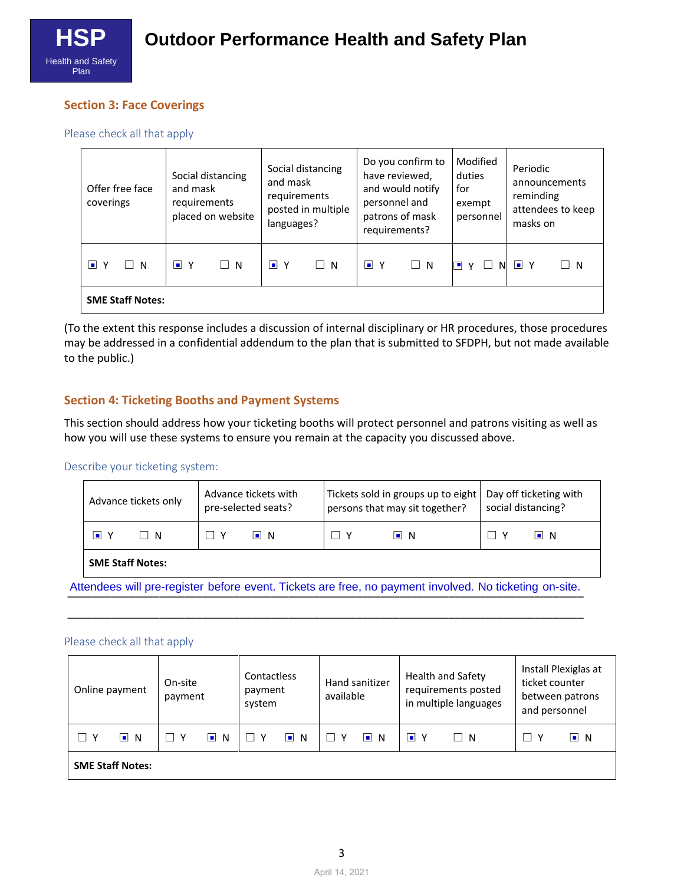# Outdoor Performance Health and Safety Plan

## Section 3: Face Coverings

Please check all that apply

| Offer free face coverings | Social distancing and mask requirements placed on website | Social distancing and mask requirements posted in multiple languages? | Do you confirm to have reviewed, and would notify personnel and patrons of mask requirements? | Modified duties for exempt personnel | Periodic announcements reminding attendees to keep masks on |
|---|---|---|---|---|---|
| ☑ Y ☐ N | ☑ Y ☐ N | ☑ Y ☐ N | ☑ Y ☐ N | ☑ Y ☐ N | ☑ Y ☐ N |
| **SME Staff Notes:** | | | | | |

(To the extent this response includes a discussion of internal disciplinary or HR procedures, those procedures may be addressed in a confidential addendum to the plan that is submitted to SFDPH, but not made available to the public.)

## Section 4: Ticketing Booths and Payment Systems

This section should address how your ticketing booths will protect personnel and patrons visiting as well as how you will use these systems to ensure you remain at the capacity you discussed above.

Describe your ticketing system:

| Advance tickets only | Advance tickets with pre-selected seats? | Tickets sold in groups up to eight persons that may sit together? | Day off ticketing with social distancing? |
|---|---|---|---|
| ☑ Y ☐ N | ☐ Y ☑ N | ☐ Y ☑ N | ☐ Y ☑ N |
| **SME Staff Notes:** | | | |

Attendees will pre-register before event. Tickets are free, no payment involved. No ticketing on-site.

Please check all that apply

| Online payment | On-site payment | Contactless payment system | Hand sanitizer available | Health and Safety requirements posted in multiple languages | Install Plexiglas at ticket counter between patrons and personnel |
|---|---|---|---|---|---|
| ☐ Y ☑ N | ☐ Y ☑ N | ☐ Y ☑ N | ☐ Y ☑ N | ☑ Y ☐ N | ☐ Y ☑ N |
| **SME Staff Notes:** | | | | | |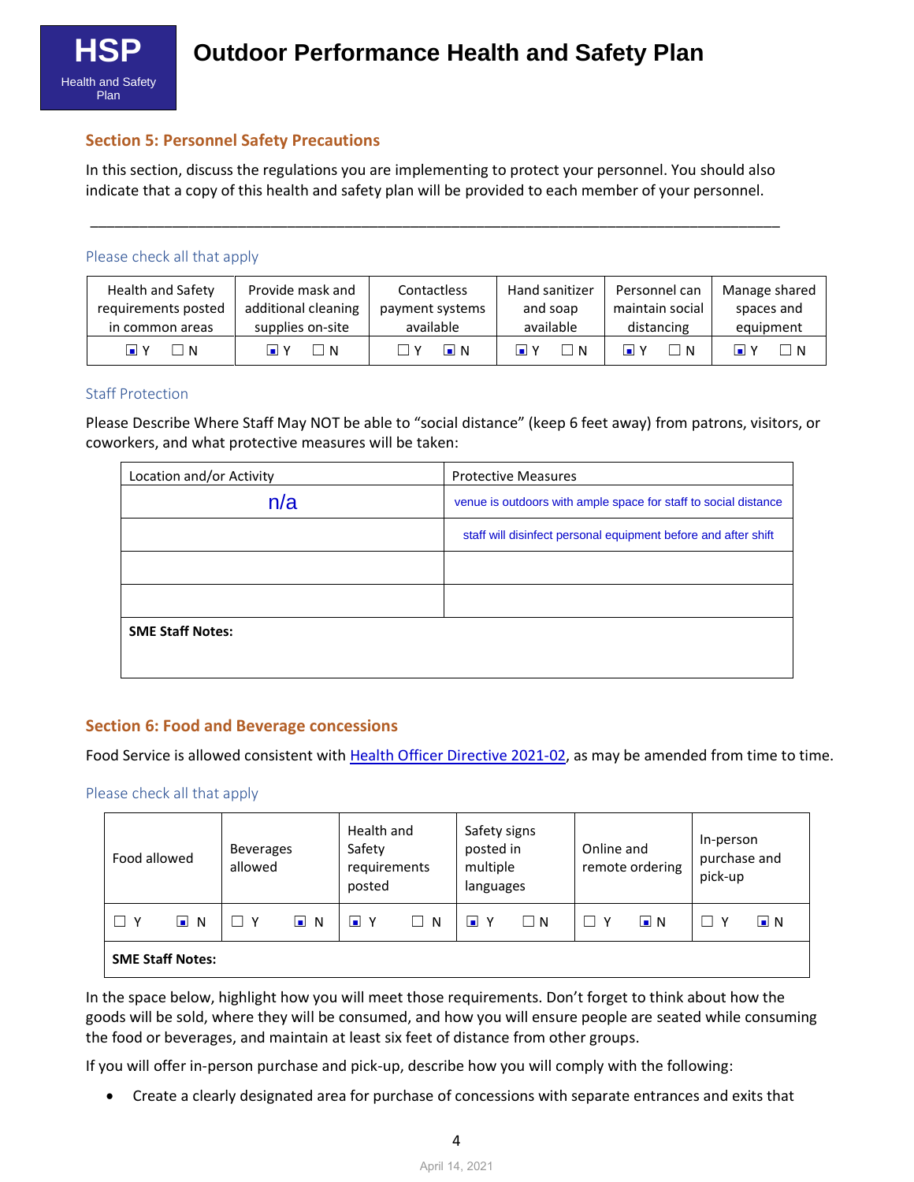# Outdoor Performance Health and Safety Plan

## Section 5: Personnel Safety Precautions

In this section, discuss the regulations you are implementing to protect your personnel. You should also indicate that a copy of this health and safety plan will be provided to each member of your personnel.

___________________________________________________________________________________

### Please check all that apply

| Health and Safety requirements posted in common areas | Provide mask and additional cleaning supplies on-site | Contactless payment systems available | Hand sanitizer and soap available | Personnel can maintain social distancing | Manage shared spaces and equipment |
|---|---|---|---|---|---|
| ☑ Y ☐ N | ☑ Y ☐ N | ☐ Y ☑ N | ☑ Y ☐ N | ☑ Y ☐ N | ☑ Y ☐ N |

### Staff Protection

Please Describe Where Staff May NOT be able to "social distance" (keep 6 feet away) from patrons, visitors, or coworkers, and what protective measures will be taken:

| Location and/or Activity | Protective Measures |
|---|---|
| n/a | venue is outdoors with ample space for staff to social distance |
| | staff will disinfect personal equipment before and after shift |
| | |
| | |
| **SME Staff Notes:** | |

## Section 6: Food and Beverage concessions

Food Service is allowed consistent with Health Officer Directive 2021-02, as may be amended from time to time.

### Please check all that apply

| Food allowed | Beverages allowed | Health and Safety requirements posted | Safety signs posted in multiple languages | Online and remote ordering | In-person purchase and pick-up |
|---|---|---|---|---|---|
| ☐ Y ☑ N | ☐ Y ☑ N | ☑ Y ☐ N | ☑ Y ☐ N | ☐ Y ☑ N | ☐ Y ☑ N |
| **SME Staff Notes:** | | | | | |

In the space below, highlight how you will meet those requirements. Don't forget to think about how the goods will be sold, where they will be consumed, and how you will ensure people are seated while consuming the food or beverages, and maintain at least six feet of distance from other groups.

If you will offer in-person purchase and pick-up, describe how you will comply with the following:

- Create a clearly designated area for purchase of concessions with separate entrances and exits that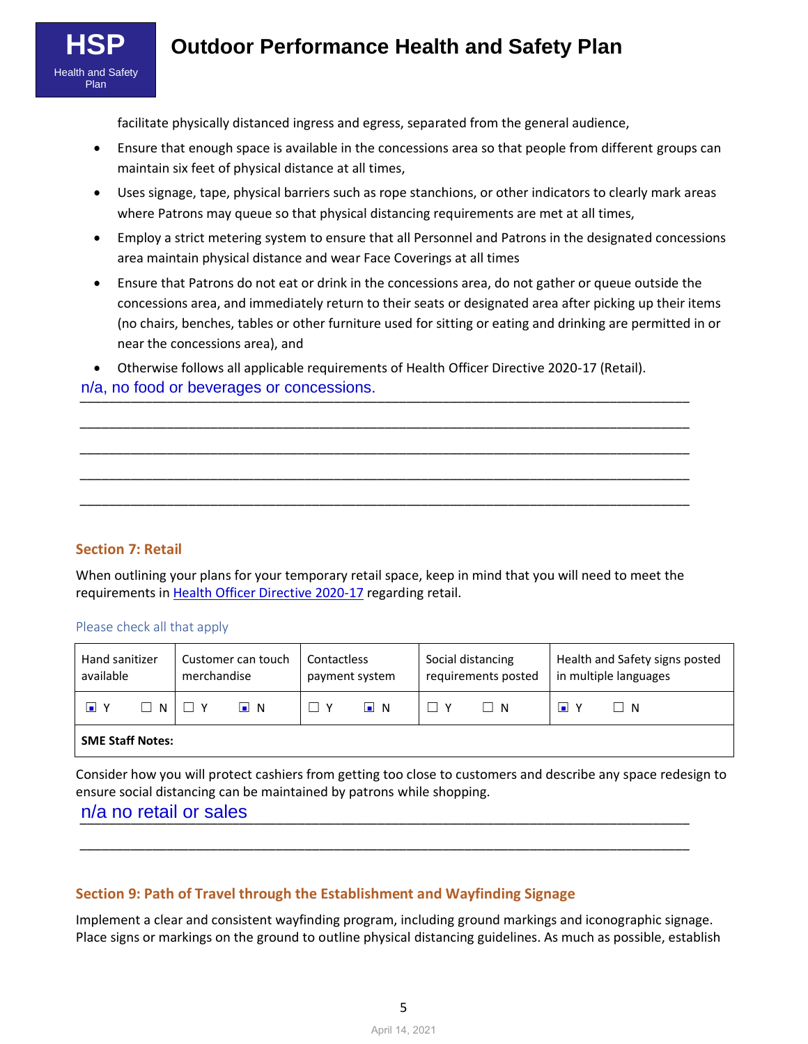facilitate physically distanced ingress and egress, separated from the general audience,

- Ensure that enough space is available in the concessions area so that people from different groups can maintain six feet of physical distance at all times,
- Uses signage, tape, physical barriers such as rope stanchions, or other indicators to clearly mark areas where Patrons may queue so that physical distancing requirements are met at all times,
- Employ a strict metering system to ensure that all Personnel and Patrons in the designated concessions area maintain physical distance and wear Face Coverings at all times
- Ensure that Patrons do not eat or drink in the concessions area, do not gather or queue outside the concessions area, and immediately return to their seats or designated area after picking up their items (no chairs, benches, tables or other furniture used for sitting or eating and drinking are permitted in or near the concessions area), and
- Otherwise follows all applicable requirements of Health Officer Directive 2020-17 (Retail).

n/a, no food or beverages or concessions.

## Section 7: Retail

When outlining your plans for your temporary retail space, keep in mind that you will need to meet the requirements in [Health Officer Directive 2020-17](#) regarding retail.

Please check all that apply

| Hand sanitizer available | Customer can touch merchandise | Contactless payment system | Social distancing requirements posted | Health and Safety signs posted in multiple languages |
|---|---|---|---|---|
| ☒ Y ☐ N | ☐ Y ☒ N | ☐ Y ☒ N | ☐ Y ☐ N | ☒ Y ☐ N |
| **SME Staff Notes:** | | | | |

Consider how you will protect cashiers from getting too close to customers and describe any space redesign to ensure social distancing can be maintained by patrons while shopping.

n/a no retail or sales

## Section 9: Path of Travel through the Establishment and Wayfinding Signage

Implement a clear and consistent wayfinding program, including ground markings and iconographic signage. Place signs or markings on the ground to outline physical distancing guidelines. As much as possible, establish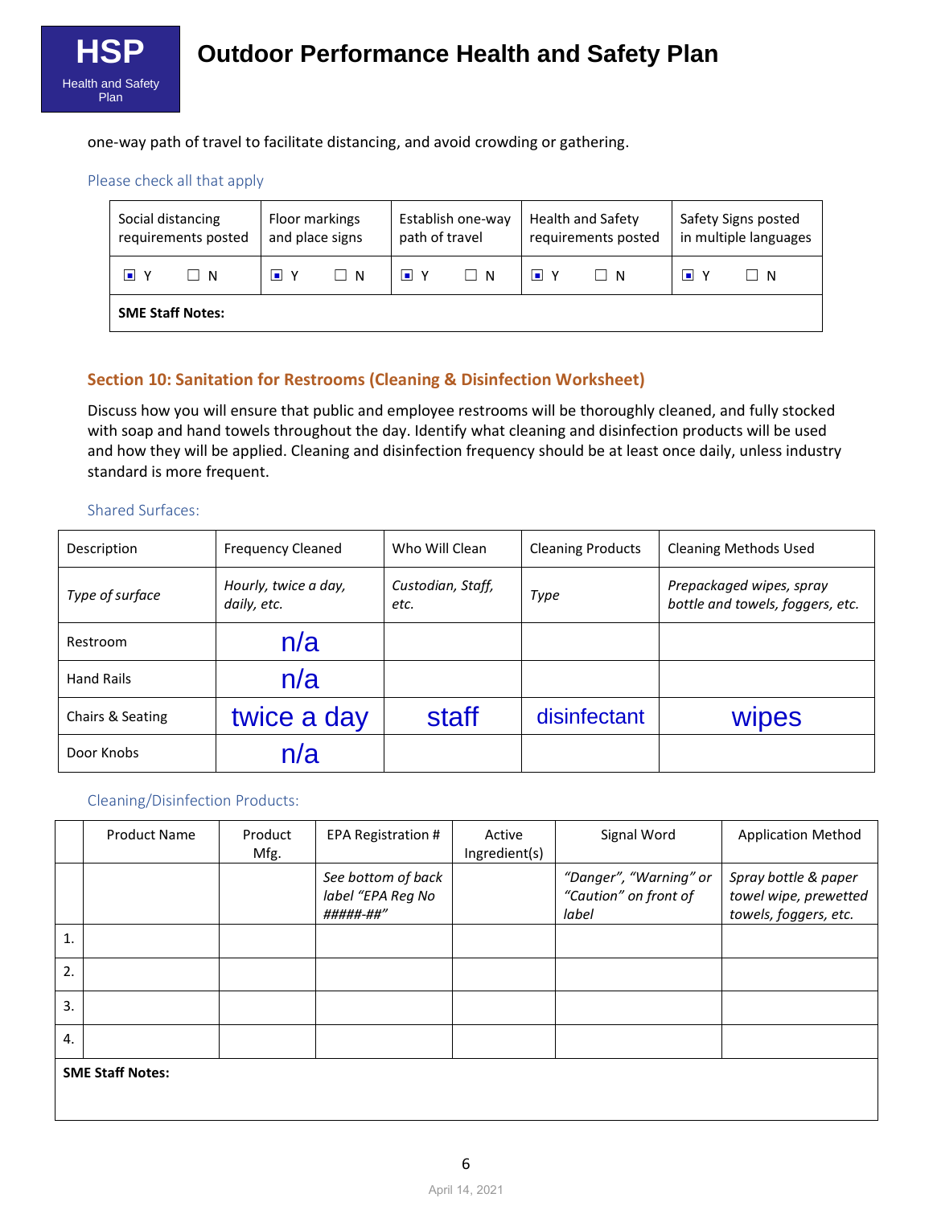one-way path of travel to facilitate distancing, and avoid crowding or gathering.

Please check all that apply

| Social distancing requirements posted | Floor markings and place signs | Establish one-way path of travel | Health and Safety requirements posted | Safety Signs posted in multiple languages |
|---|---|---|---|---|
| ☒ Y ☐ N | ☒ Y ☐ N | ☒ Y ☐ N | ☒ Y ☐ N | ☒ Y ☐ N |
| **SME Staff Notes:** | | | | |

## Section 10: Sanitation for Restrooms (Cleaning & Disinfection Worksheet)

Discuss how you will ensure that public and employee restrooms will be thoroughly cleaned, and fully stocked with soap and hand towels throughout the day. Identify what cleaning and disinfection products will be used and how they will be applied. Cleaning and disinfection frequency should be at least once daily, unless industry standard is more frequent.

Shared Surfaces:

| Description | Frequency Cleaned | Who Will Clean | Cleaning Products | Cleaning Methods Used |
|---|---|---|---|---|
| *Type of surface* | *Hourly, twice a day, daily, etc.* | *Custodian, Staff, etc.* | *Type* | *Prepackaged wipes, spray bottle and towels, foggers, etc.* |
| Restroom | n/a | | | |
| Hand Rails | n/a | | | |
| Chairs & Seating | twice a day | staff | disinfectant | wipes |
| Door Knobs | n/a | | | |

Cleaning/Disinfection Products:

| | Product Name | Product Mfg. | EPA Registration # | Active Ingredient(s) | Signal Word | Application Method |
|---|---|---|---|---|---|---|
| | | | *See bottom of back label "EPA Reg No #####-##"* | | *"Danger", "Warning" or "Caution" on front of label* | *Spray bottle & paper towel wipe, prewetted towels, foggers, etc.* |
| 1. | | | | | | |
| 2. | | | | | | |
| 3. | | | | | | |
| 4. | | | | | | |
| **SME Staff Notes:** | | | | | | |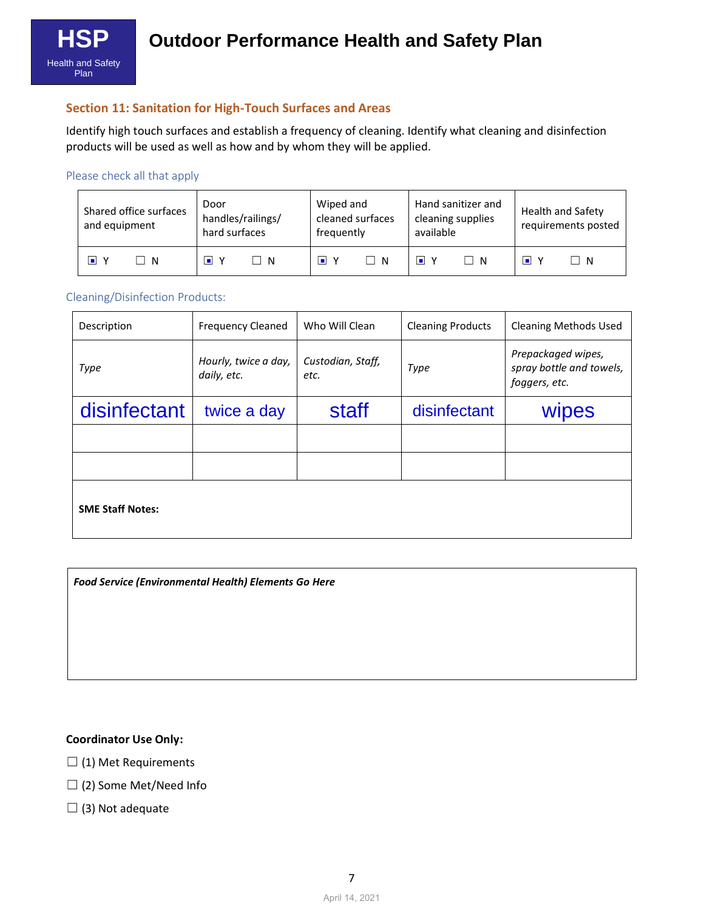**HSP**
Health and Safety Plan

# Outdoor Performance Health and Safety Plan

## Section 11: Sanitation for High-Touch Surfaces and Areas

Identify high touch surfaces and establish a frequency of cleaning. Identify what cleaning and disinfection products will be used as well as how and by whom they will be applied.

Please check all that apply

| Shared office surfaces and equipment | Door handles/railings/ hard surfaces | Wiped and cleaned surfaces frequently | Hand sanitizer and cleaning supplies available | Health and Safety requirements posted |
|---|---|---|---|---|
| ☒ Y ☐ N | ☒ Y ☐ N | ☒ Y ☐ N | ☒ Y ☐ N | ☒ Y ☐ N |

Cleaning/Disinfection Products:

| Description | Frequency Cleaned | Who Will Clean | Cleaning Products | Cleaning Methods Used |
|---|---|---|---|---|
| *Type* | *Hourly, twice a day, daily, etc.* | *Custodian, Staff, etc.* | *Type* | *Prepackaged wipes, spray bottle and towels, foggers, etc.* |
| disinfectant | twice a day | staff | disinfectant | wipes |
| | | | | |
| | | | | |
| **SME Staff Notes:** | | | | |

***Food Service (Environmental Health) Elements Go Here***

**Coordinator Use Only:**

☐ (1) Met Requirements

☐ (2) Some Met/Need Info

☐ (3) Not adequate

April 14, 2021